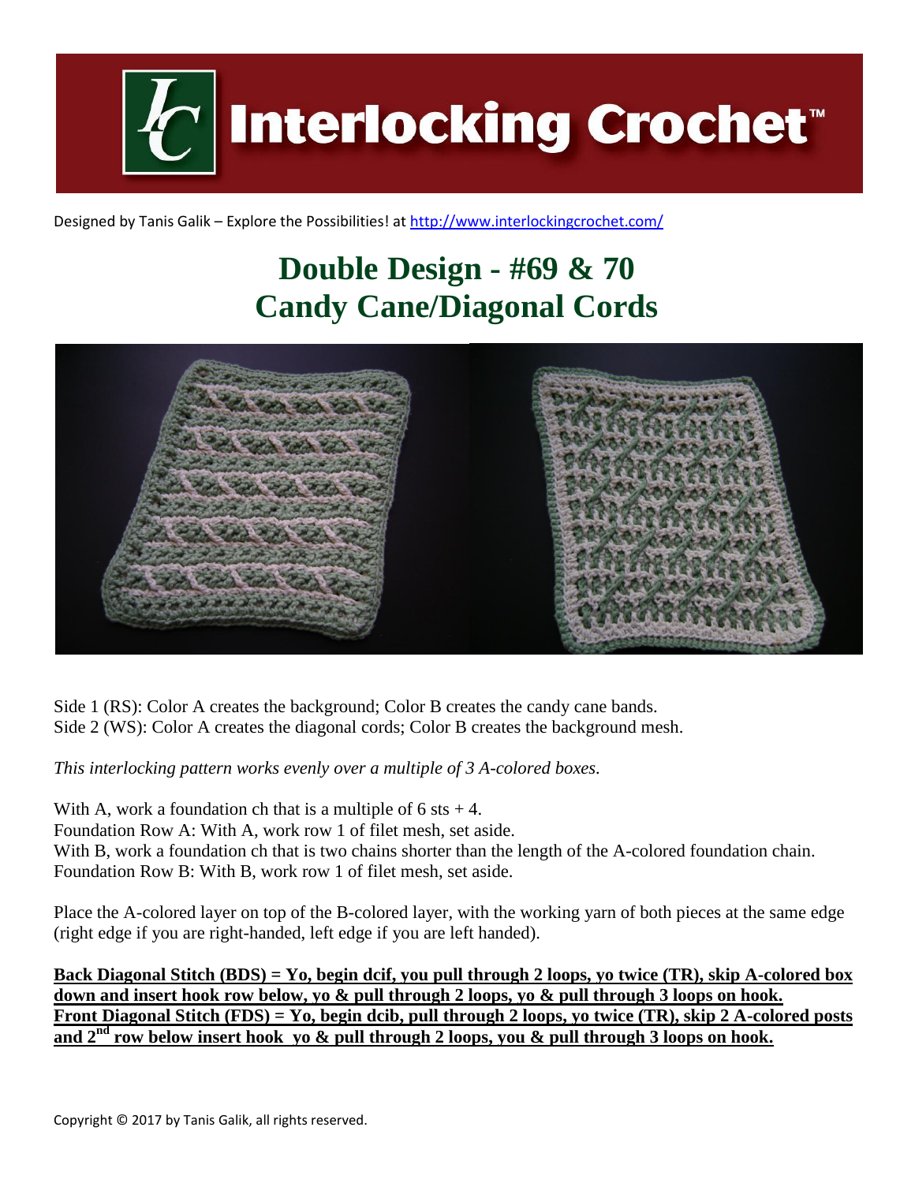# Interlocking Crochet™

Designed by Tanis Galik – Explore the Possibilities! at http://www.interlockingcrochet.com/

## Double Design - #69 & 70
## Candy Cane/Diagonal Cords

Side 1 (RS): Color A creates the background; Color B creates the candy cane bands.
Side 2 (WS): Color A creates the diagonal cords; Color B creates the background mesh.

*This interlocking pattern works evenly over a multiple of 3 A-colored boxes.*

With A, work a foundation ch that is a multiple of 6 sts + 4.
Foundation Row A: With A, work row 1 of filet mesh, set aside.
With B, work a foundation ch that is two chains shorter than the length of the A-colored foundation chain.
Foundation Row B: With B, work row 1 of filet mesh, set aside.

Place the A-colored layer on top of the B-colored layer, with the working yarn of both pieces at the same edge (right edge if you are right-handed, left edge if you are left handed).

**Back Diagonal Stitch (BDS) = Yo, begin dcif, you pull through 2 loops, yo twice (TR), skip A-colored box down and insert hook row below, yo & pull through 2 loops, yo & pull through 3 loops on hook.**
**Front Diagonal Stitch (FDS) = Yo, begin dcib, pull through 2 loops, yo twice (TR), skip 2 A-colored posts and 2nd row below insert hook yo & pull through 2 loops, you & pull through 3 loops on hook.**

Copyright © 2017 by Tanis Galik, all rights reserved.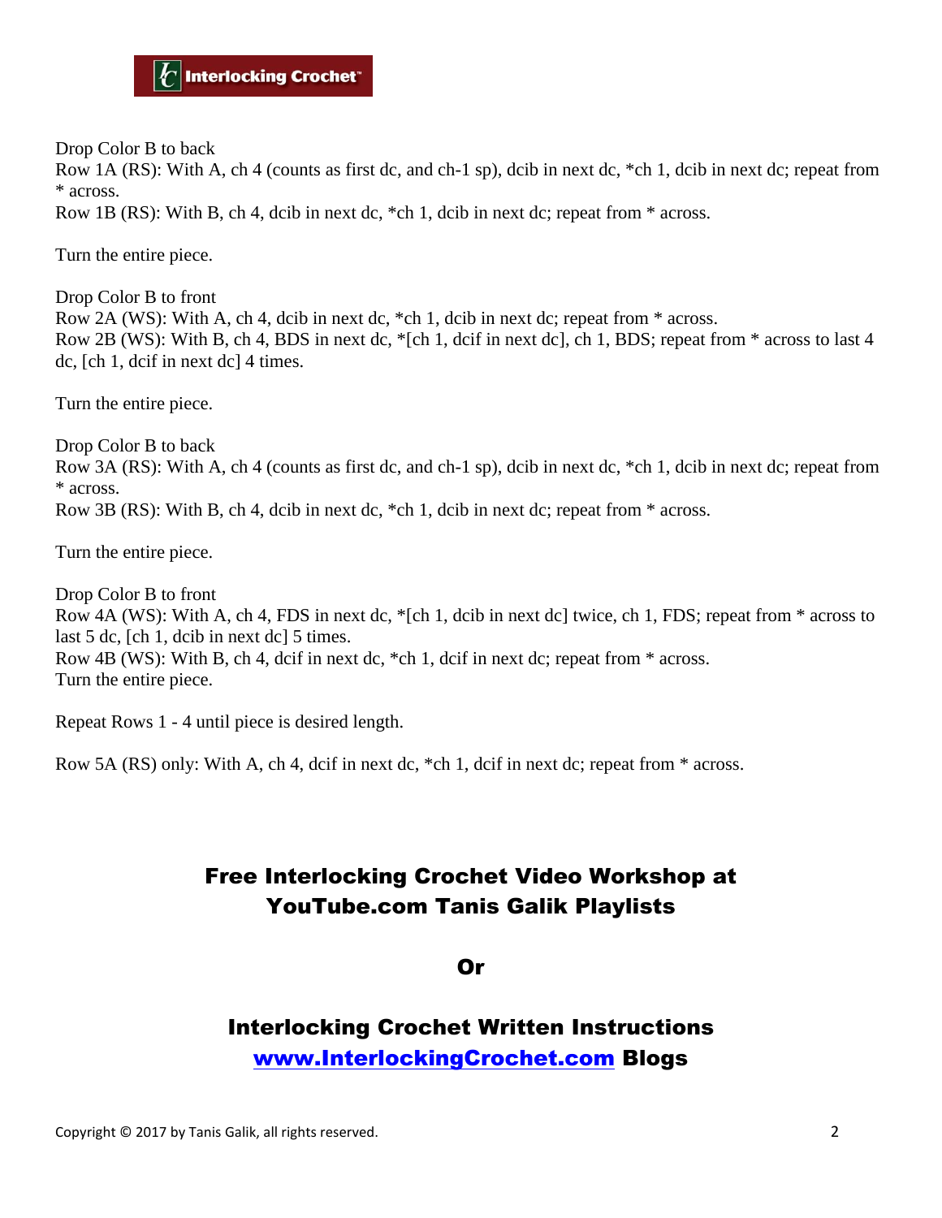Drop Color B to back
Row 1A (RS): With A, ch 4 (counts as first dc, and ch-1 sp), dcib in next dc, *ch 1, dcib in next dc; repeat from * across.
Row 1B (RS): With B, ch 4, dcib in next dc, *ch 1, dcib in next dc; repeat from * across.

Turn the entire piece.

Drop Color B to front
Row 2A (WS): With A, ch 4, dcib in next dc, *ch 1, dcib in next dc; repeat from * across.
Row 2B (WS): With B, ch 4, BDS in next dc, *[ch 1, dcif in next dc], ch 1, BDS; repeat from * across to last 4 dc, [ch 1, dcif in next dc] 4 times.

Turn the entire piece.

Drop Color B to back
Row 3A (RS): With A, ch 4 (counts as first dc, and ch-1 sp), dcib in next dc, *ch 1, dcib in next dc; repeat from * across.
Row 3B (RS): With B, ch 4, dcib in next dc, *ch 1, dcib in next dc; repeat from * across.

Turn the entire piece.

Drop Color B to front
Row 4A (WS): With A, ch 4, FDS in next dc, *[ch 1, dcib in next dc] twice, ch 1, FDS; repeat from * across to last 5 dc, [ch 1, dcib in next dc] 5 times.
Row 4B (WS): With B, ch 4, dcif in next dc, *ch 1, dcif in next dc; repeat from * across.
Turn the entire piece.

Repeat Rows 1 - 4 until piece is desired length.

Row 5A (RS) only: With A, ch 4, dcif in next dc, *ch 1, dcif in next dc; repeat from * across.

**Free Interlocking Crochet Video Workshop at YouTube.com Tanis Galik Playlists**

**Or**

**Interlocking Crochet Written Instructions [www.InterlockingCrochet.com](http://www.InterlockingCrochet.com) Blogs**

Copyright © 2017 by Tanis Galik, all rights reserved.